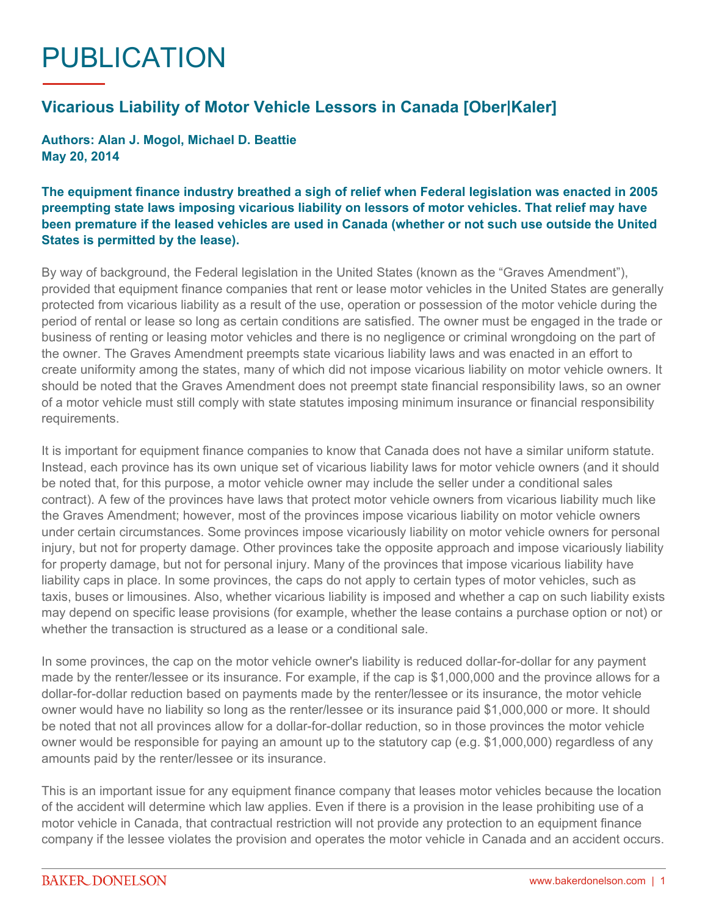# PUBLICATION

## Vicarious Liability of Motor Vehicle Lessors in Canada [Ober|Kaler]

**Authors: Alan J. Mogol, Michael D. Beattie**
**May 20, 2014**

**The equipment finance industry breathed a sigh of relief when Federal legislation was enacted in 2005 preempting state laws imposing vicarious liability on lessors of motor vehicles. That relief may have been premature if the leased vehicles are used in Canada (whether or not such use outside the United States is permitted by the lease).**

By way of background, the Federal legislation in the United States (known as the "Graves Amendment"), provided that equipment finance companies that rent or lease motor vehicles in the United States are generally protected from vicarious liability as a result of the use, operation or possession of the motor vehicle during the period of rental or lease so long as certain conditions are satisfied. The owner must be engaged in the trade or business of renting or leasing motor vehicles and there is no negligence or criminal wrongdoing on the part of the owner. The Graves Amendment preempts state vicarious liability laws and was enacted in an effort to create uniformity among the states, many of which did not impose vicarious liability on motor vehicle owners. It should be noted that the Graves Amendment does not preempt state financial responsibility laws, so an owner of a motor vehicle must still comply with state statutes imposing minimum insurance or financial responsibility requirements.

It is important for equipment finance companies to know that Canada does not have a similar uniform statute. Instead, each province has its own unique set of vicarious liability laws for motor vehicle owners (and it should be noted that, for this purpose, a motor vehicle owner may include the seller under a conditional sales contract). A few of the provinces have laws that protect motor vehicle owners from vicarious liability much like the Graves Amendment; however, most of the provinces impose vicarious liability on motor vehicle owners under certain circumstances. Some provinces impose vicariously liability on motor vehicle owners for personal injury, but not for property damage. Other provinces take the opposite approach and impose vicariously liability for property damage, but not for personal injury. Many of the provinces that impose vicarious liability have liability caps in place. In some provinces, the caps do not apply to certain types of motor vehicles, such as taxis, buses or limousines. Also, whether vicarious liability is imposed and whether a cap on such liability exists may depend on specific lease provisions (for example, whether the lease contains a purchase option or not) or whether the transaction is structured as a lease or a conditional sale.

In some provinces, the cap on the motor vehicle owner's liability is reduced dollar-for-dollar for any payment made by the renter/lessee or its insurance. For example, if the cap is $1,000,000 and the province allows for a dollar-for-dollar reduction based on payments made by the renter/lessee or its insurance, the motor vehicle owner would have no liability so long as the renter/lessee or its insurance paid $1,000,000 or more. It should be noted that not all provinces allow for a dollar-for-dollar reduction, so in those provinces the motor vehicle owner would be responsible for paying an amount up to the statutory cap (e.g. $1,000,000) regardless of any amounts paid by the renter/lessee or its insurance.

This is an important issue for any equipment finance company that leases motor vehicles because the location of the accident will determine which law applies. Even if there is a provision in the lease prohibiting use of a motor vehicle in Canada, that contractual restriction will not provide any protection to an equipment finance company if the lessee violates the provision and operates the motor vehicle in Canada and an accident occurs.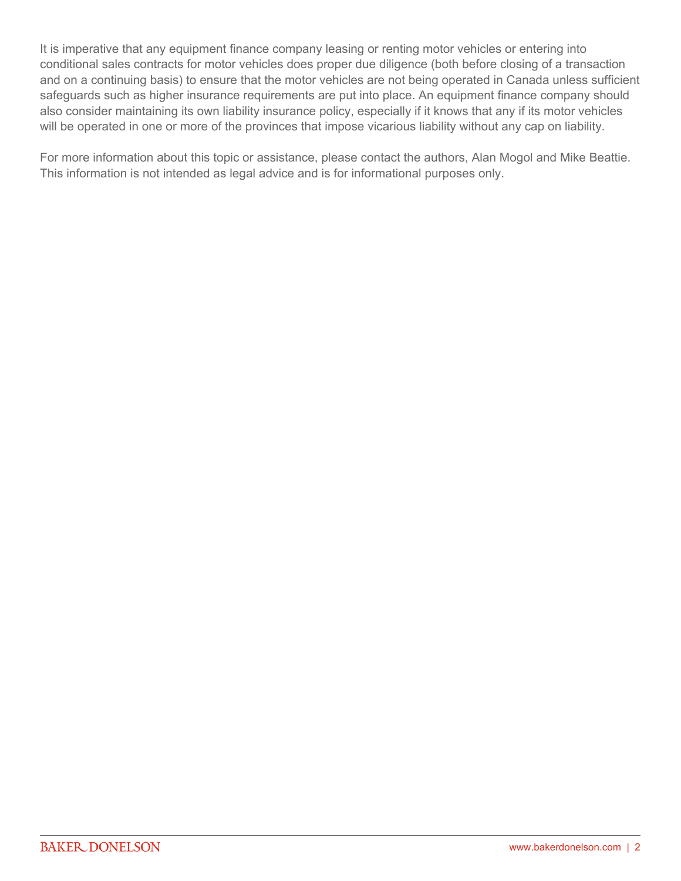It is imperative that any equipment finance company leasing or renting motor vehicles or entering into conditional sales contracts for motor vehicles does proper due diligence (both before closing of a transaction and on a continuing basis) to ensure that the motor vehicles are not being operated in Canada unless sufficient safeguards such as higher insurance requirements are put into place. An equipment finance company should also consider maintaining its own liability insurance policy, especially if it knows that any if its motor vehicles will be operated in one or more of the provinces that impose vicarious liability without any cap on liability.

For more information about this topic or assistance, please contact the authors, Alan Mogol and Mike Beattie. This information is not intended as legal advice and is for informational purposes only.